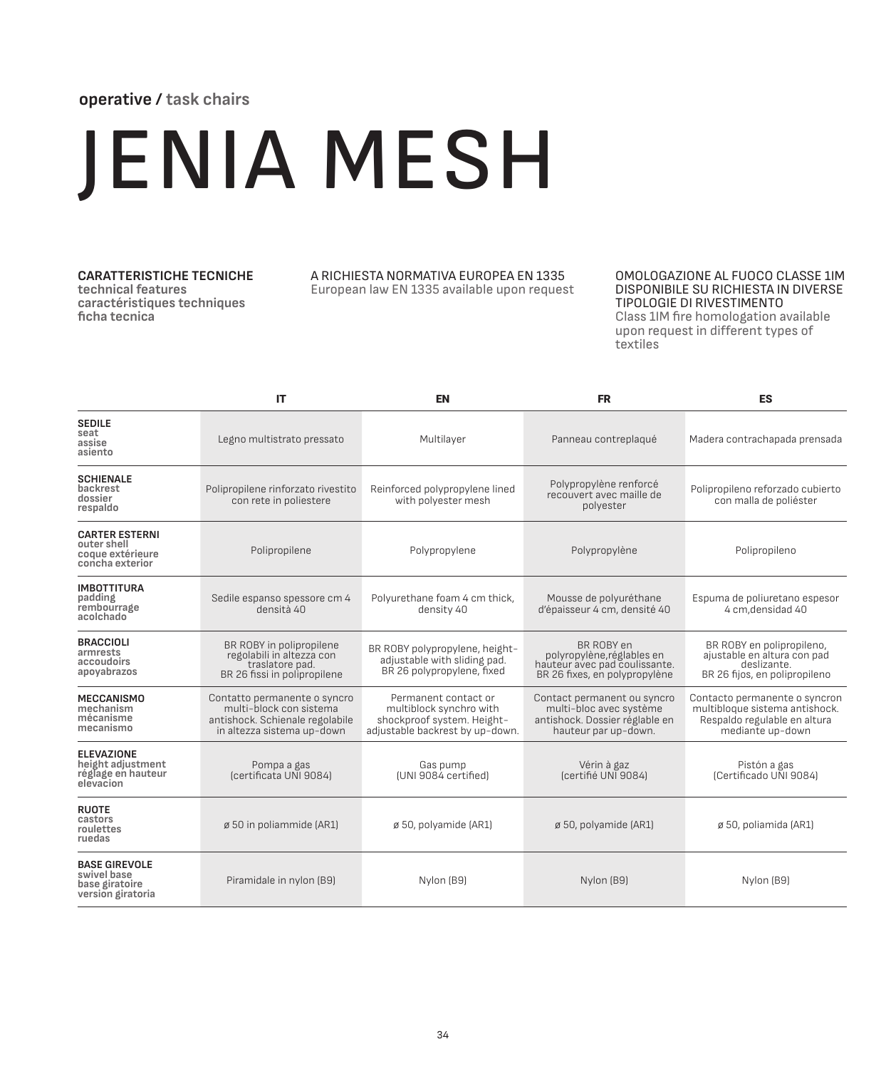**operative /** task chairs

# JENIA MESH

**CARATTERISTICHE TECNICHE**
**technical features**
**caractéristiques techniques**
**ficha tecnica**

A RICHIESTA NORMATIVA EUROPEA EN 1335
European law EN 1335 available upon request

OMOLOGAZIONE AL FUOCO CLASSE 1IM DISPONIBILE SU RICHIESTA IN DIVERSE TIPOLOGIE DI RIVESTIMENTO
Class 1IM fire homologation available upon request in different types of textiles

| | IT | EN | FR | ES |
|---|---|---|---|---|
| **SEDILE** seat assise asiento | Legno multistrato pressato | Multilayer | Panneau contreplaqué | Madera contrachapada prensada |
| **SCHIENALE** backrest dossier respaldo | Polipropilene rinforzato rivestito con rete in poliestere | Reinforced polypropylene lined with polyester mesh | Polypropylène renforcé recouvert avec maille de polyester | Polipropileno reforzado cubierto con malla de poliéster |
| **CARTER ESTERNI** outer shell coque extérieure concha exterior | Polipropilene | Polypropylene | Polypropylène | Polipropileno |
| **IMBOTTITURA** padding rembourrage acolchado | Sedile espanso spessore cm 4 densità 40 | Polyurethane foam 4 cm thick, density 40 | Mousse de polyuréthane d'épaisseur 4 cm, densité 40 | Espuma de poliuretano espesor 4 cm,densidad 40 |
| **BRACCIOLI** armrests accoudoirs apoyabrazos | BR ROBY in polipropilene regolabili in altezza con traslatore pad. BR 26 fissi in polipropilene | BR ROBY polypropylene, height-adjustable with sliding pad. BR 26 polypropylene, fixed | BR ROBY en polyropylène,réglables en hauteur avec pad coulissante. BR 26 fixes, en polypropylène | BR ROBY en polipropileno, ajustable en altura con pad deslizante. BR 26 fijos, en polipropileno |
| **MECCANISMO** mechanism mécanisme mecanismo | Contatto permanente o syncro multi-block con sistema antishock. Schienale regolabile in altezza sistema up-down | Permanent contact or multiblock synchro with shockproof system. Height-adjustable backrest by up-down. | Contact permanent ou syncro multi-bloc avec système antishock. Dossier réglable en hauteur par up-down. | Contacto permanente o syncron multibloque sistema antishock. Respaldo regulable en altura mediante up-down |
| **ELEVAZIONE** height adjustment réglage en hauteur elevacion | Pompa a gas (certificata UNI 9084) | Gas pump (UNI 9084 certified) | Vérin à gaz (certifié UNI 9084) | Pistón a gas (Certificado UNI 9084) |
| **RUOTE** castors roulettes ruedas | ø 50 in poliammide (AR1) | ø 50, polyamide (AR1) | ø 50, polyamide (AR1) | ø 50, poliamida (AR1) |
| **BASE GIREVOLE** swivel base base giratoire version giratoria | Piramidale in nylon (B9) | Nylon (B9) | Nylon (B9) | Nylon (B9) |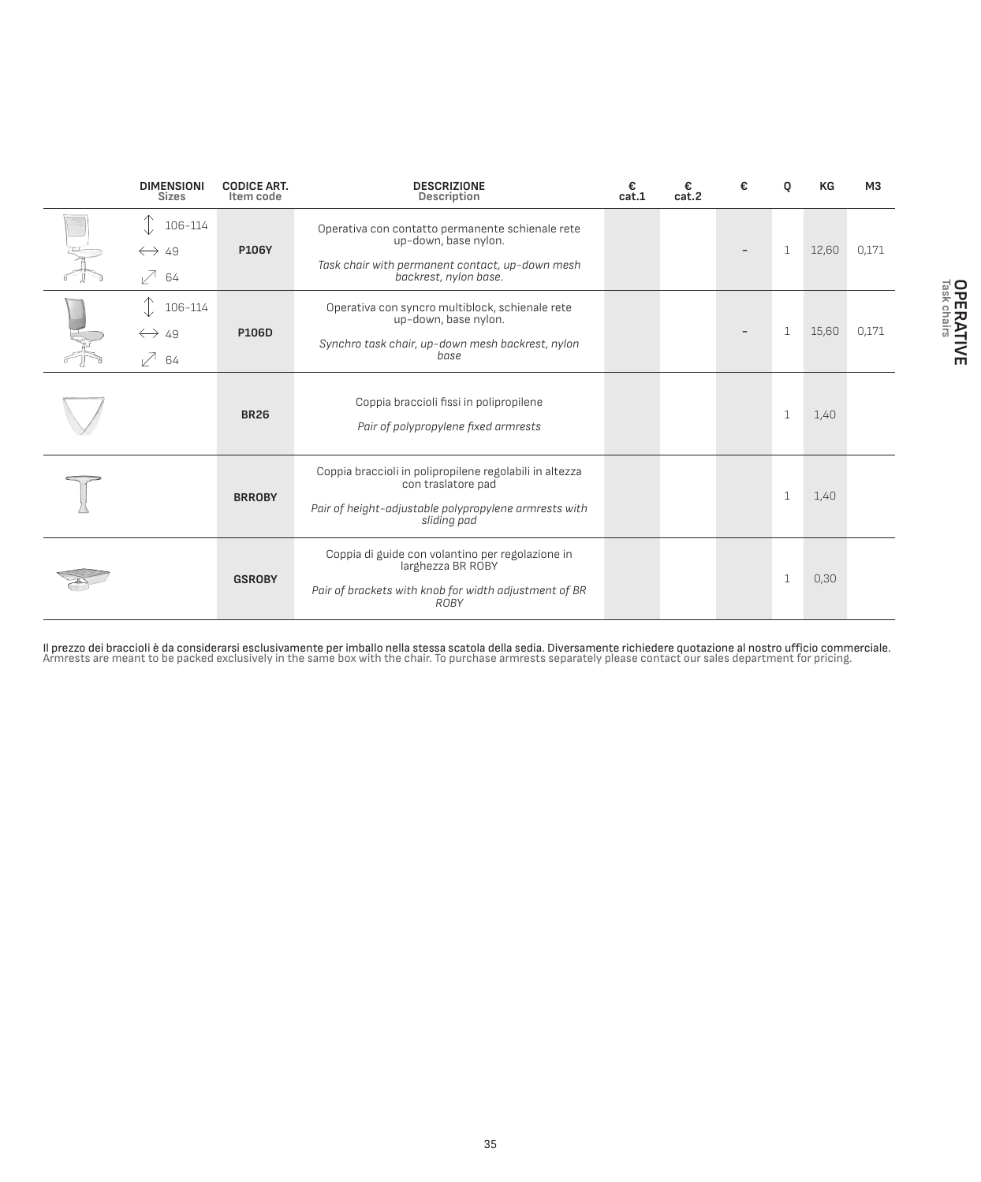| | DIMENSIONI Sizes | CODICE ART. Item code | DESCRIZIONE Description | € cat.1 | € cat.2 | € | Q | KG | M3 |
|---|---|---|---|---|---|---|---|---|---|
| | ↕ 106-114 ↔ 49 ↗ 64 | **P106Y** | Operativa con contatto permanente schienale rete up-down, base nylon. *Task chair with permanent contact, up-down mesh backrest, nylon base.* | | | - | 1 | 12,60 | 0,171 |
| | ↕ 106-114 ↔ 49 ↗ 64 | **P106D** | Operativa con syncro multiblock, schienale rete up-down, base nylon. *Synchro task chair, up-down mesh backrest, nylon base* | | | - | 1 | 15,60 | 0,171 |
| | | **BR26** | Coppia braccioli fissi in polipropilene *Pair of polypropylene fixed armrests* | | | | 1 | 1,40 | |
| | | **BRROBY** | Coppia braccioli in polipropilene regolabili in altezza con traslatore pad *Pair of height-adjustable polypropylene armrests with sliding pad* | | | | 1 | 1,40 | |
| | | **GSROBY** | Coppia di guide con volantino per regolazione in larghezza BR ROBY *Pair of brackets with knob for width adjustment of BR ROBY* | | | | 1 | 0,30 | |

Il prezzo dei braccioli è da considerarsi esclusivamente per imballo nella stessa scatola della sedia. Diversamente richiedere quotazione al nostro ufficio commerciale.
Armrests are meant to be packed exclusively in the same box with the chair. To purchase armrests separately please contact our sales department for pricing.